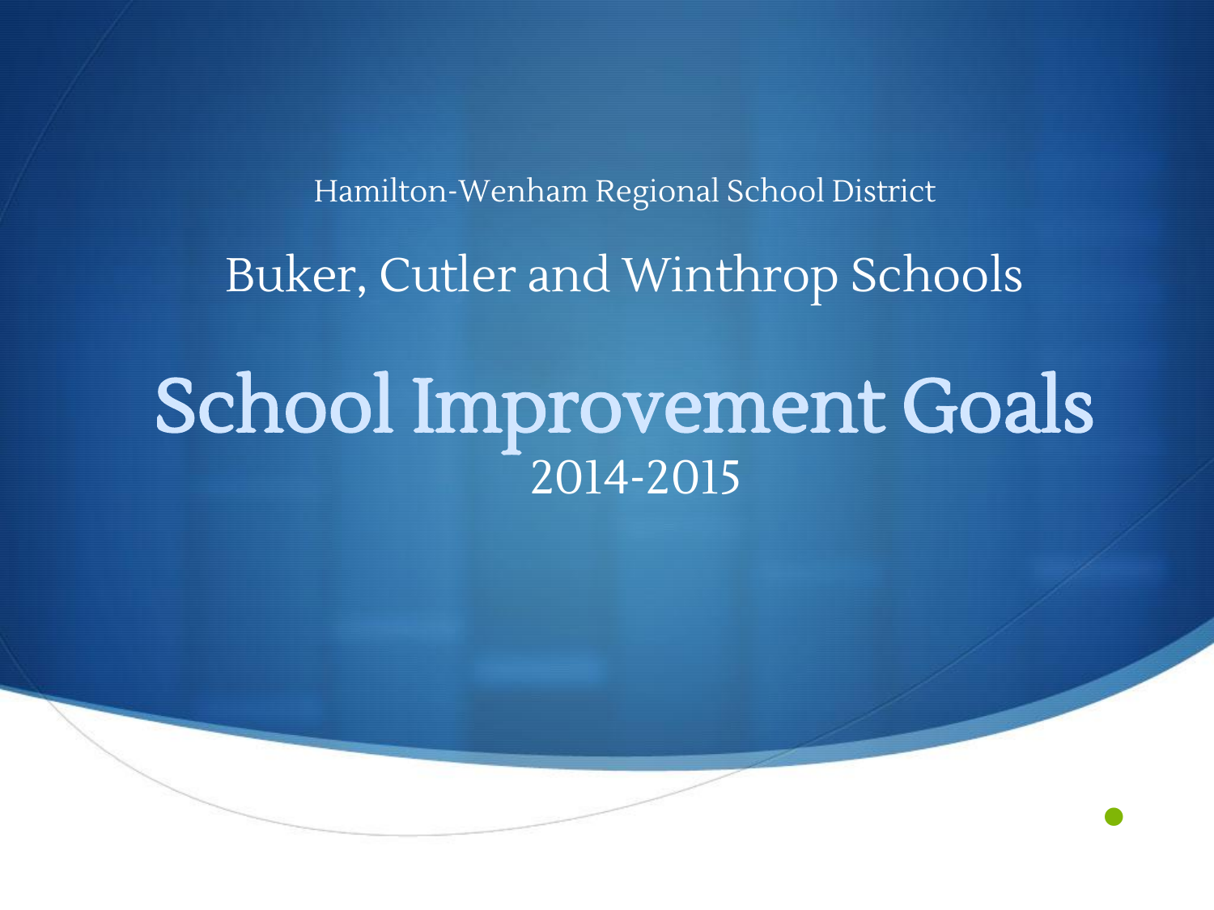Hamilton-Wenham Regional School District

## Buker, Cutler and Winthrop Schools

# School Improvement Goals

2014-2015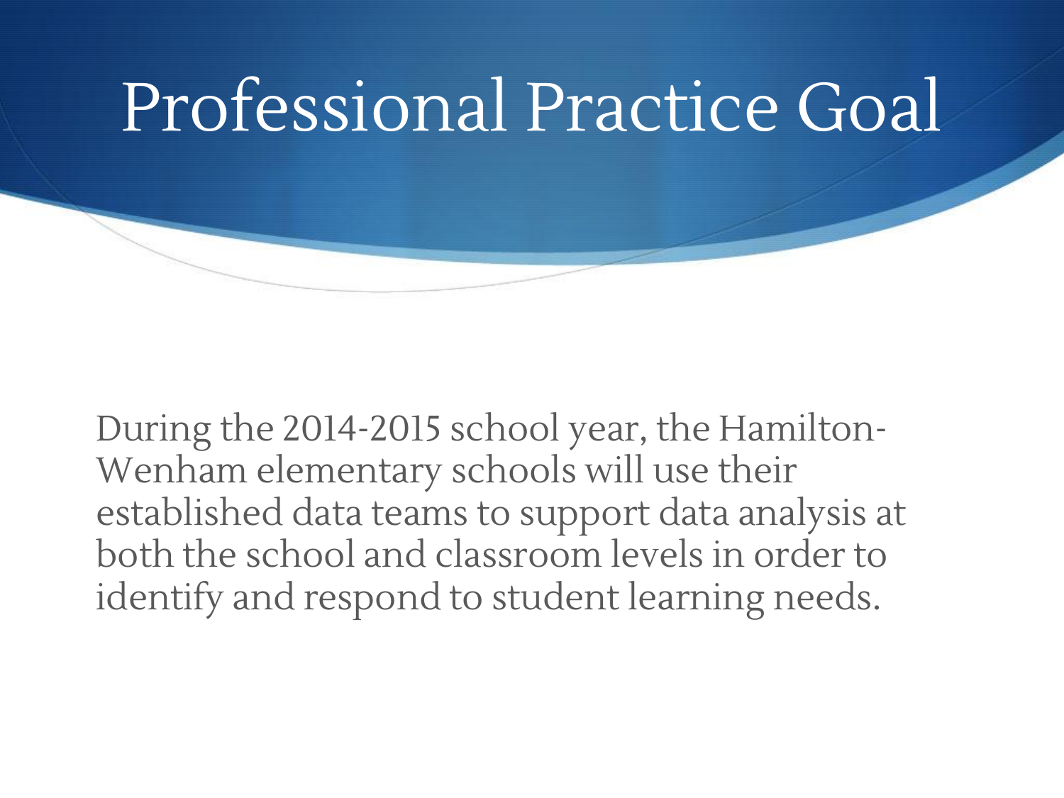# Professional Practice Goal

During the 2014-2015 school year, the Hamilton-Wenham elementary schools will use their established data teams to support data analysis at both the school and classroom levels in order to identify and respond to student learning needs.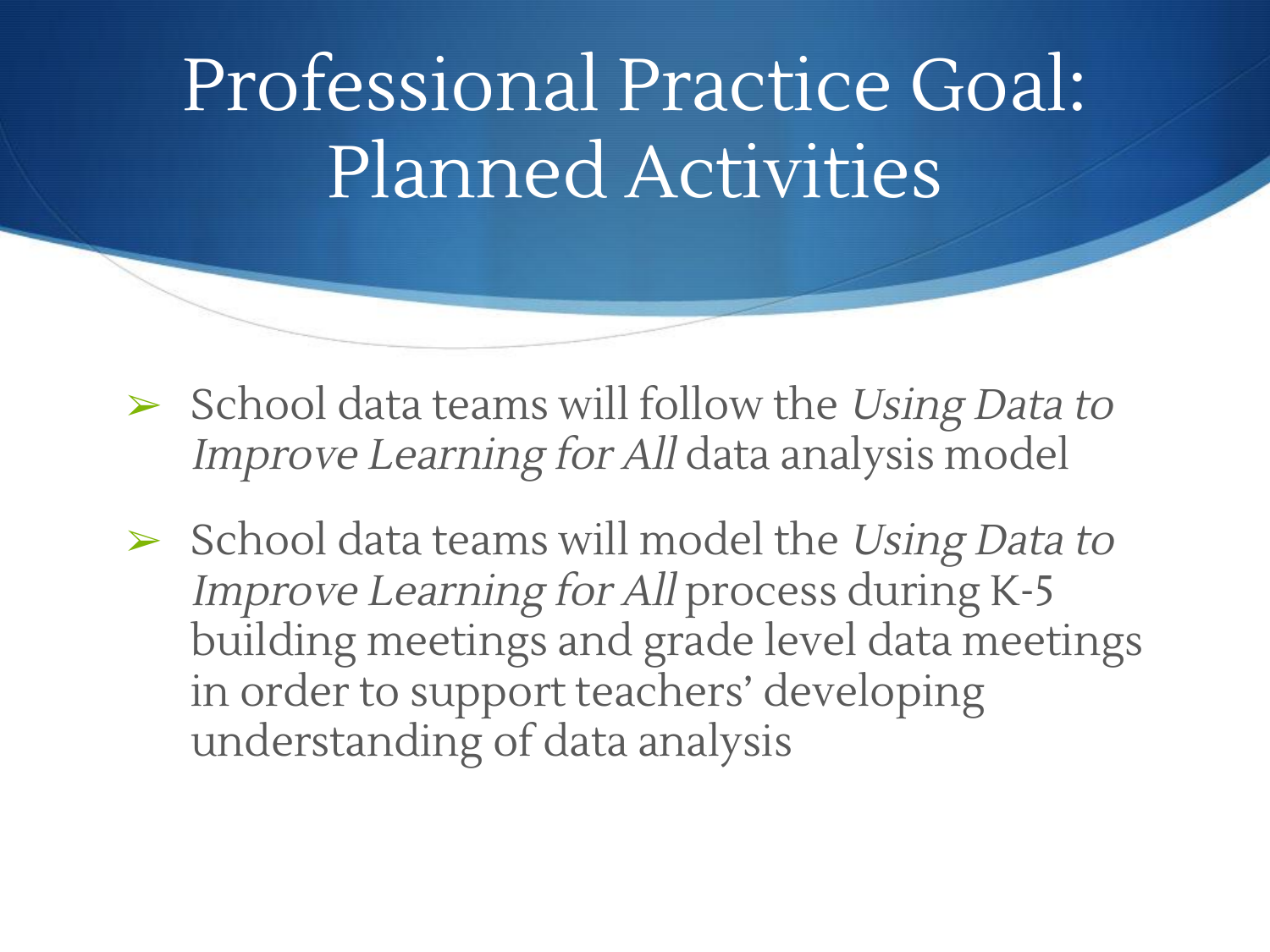# Professional Practice Goal: Planned Activities

- School data teams will follow the *Using Data to Improve Learning for All* data analysis model
- School data teams will model the *Using Data to Improve Learning for All* process during K-5 building meetings and grade level data meetings in order to support teachers' developing understanding of data analysis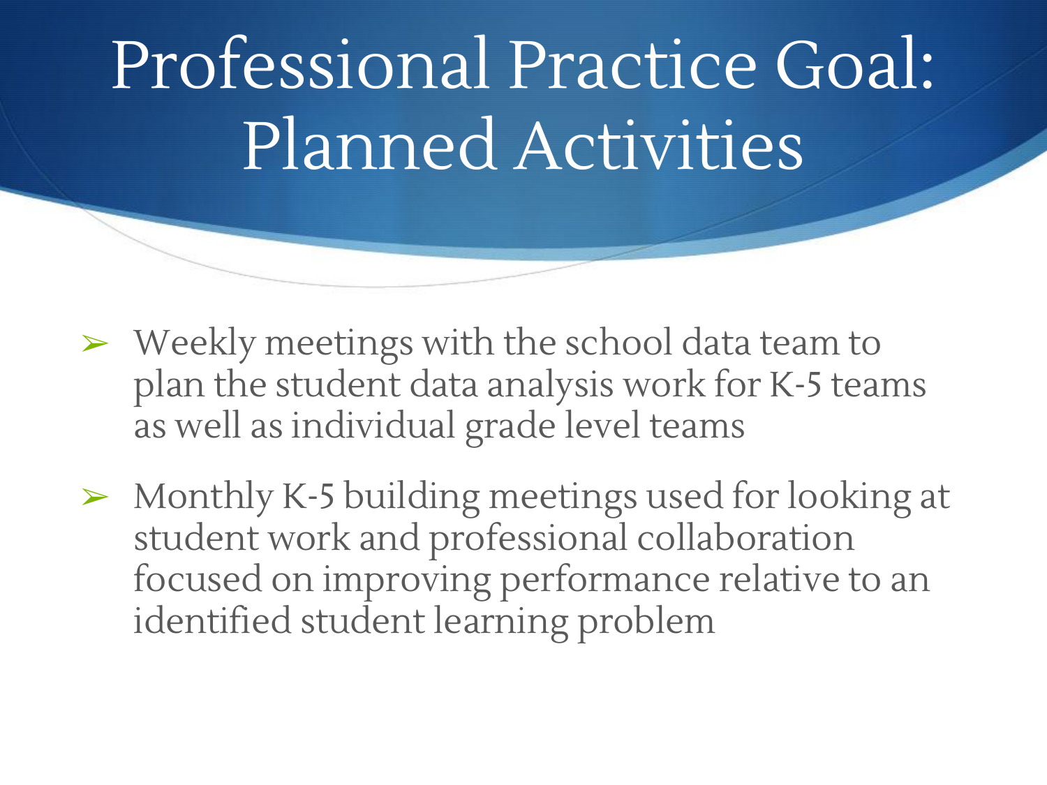# Professional Practice Goal: Planned Activities

- Weekly meetings with the school data team to plan the student data analysis work for K-5 teams as well as individual grade level teams
- Monthly K-5 building meetings used for looking at student work and professional collaboration focused on improving performance relative to an identified student learning problem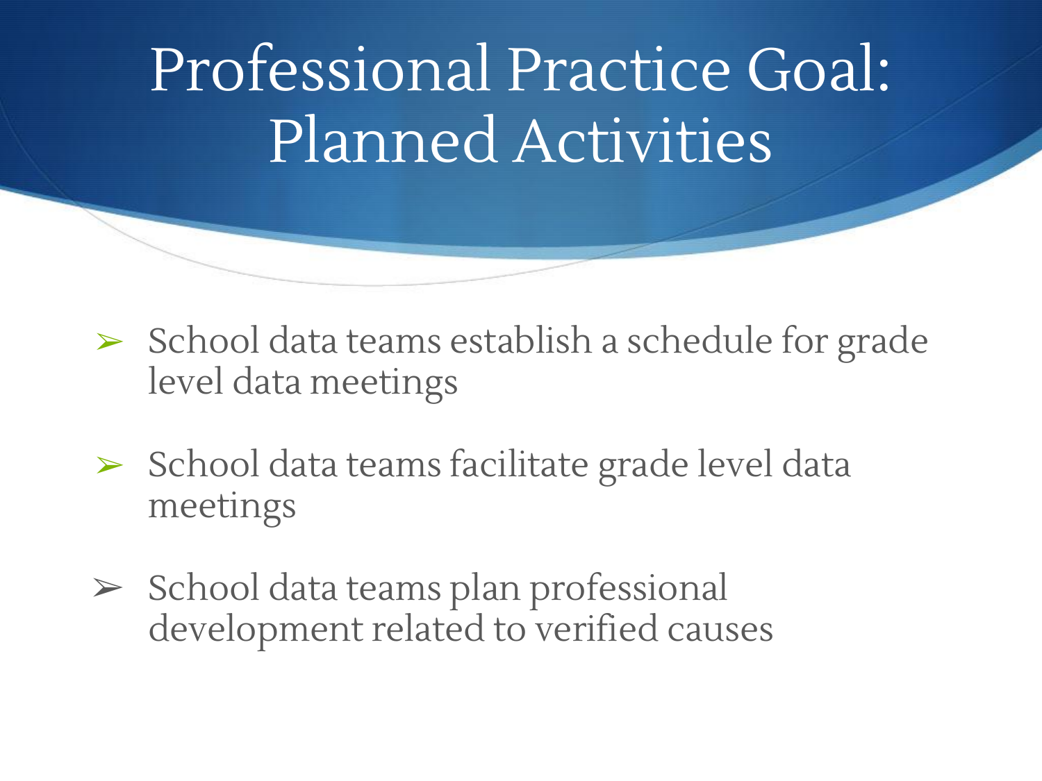# Professional Practice Goal: Planned Activities

- School data teams establish a schedule for grade level data meetings
- School data teams facilitate grade level data meetings
- School data teams plan professional development related to verified causes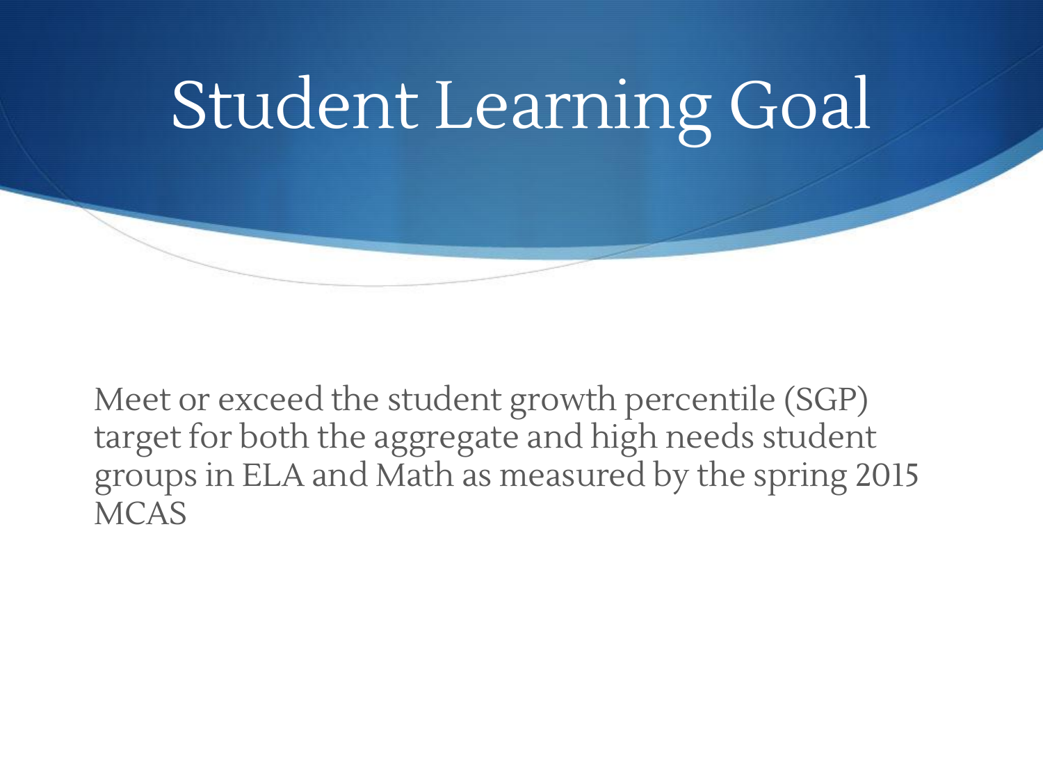# Student Learning Goal

Meet or exceed the student growth percentile (SGP) target for both the aggregate and high needs student groups in ELA and Math as measured by the spring 2015 MCAS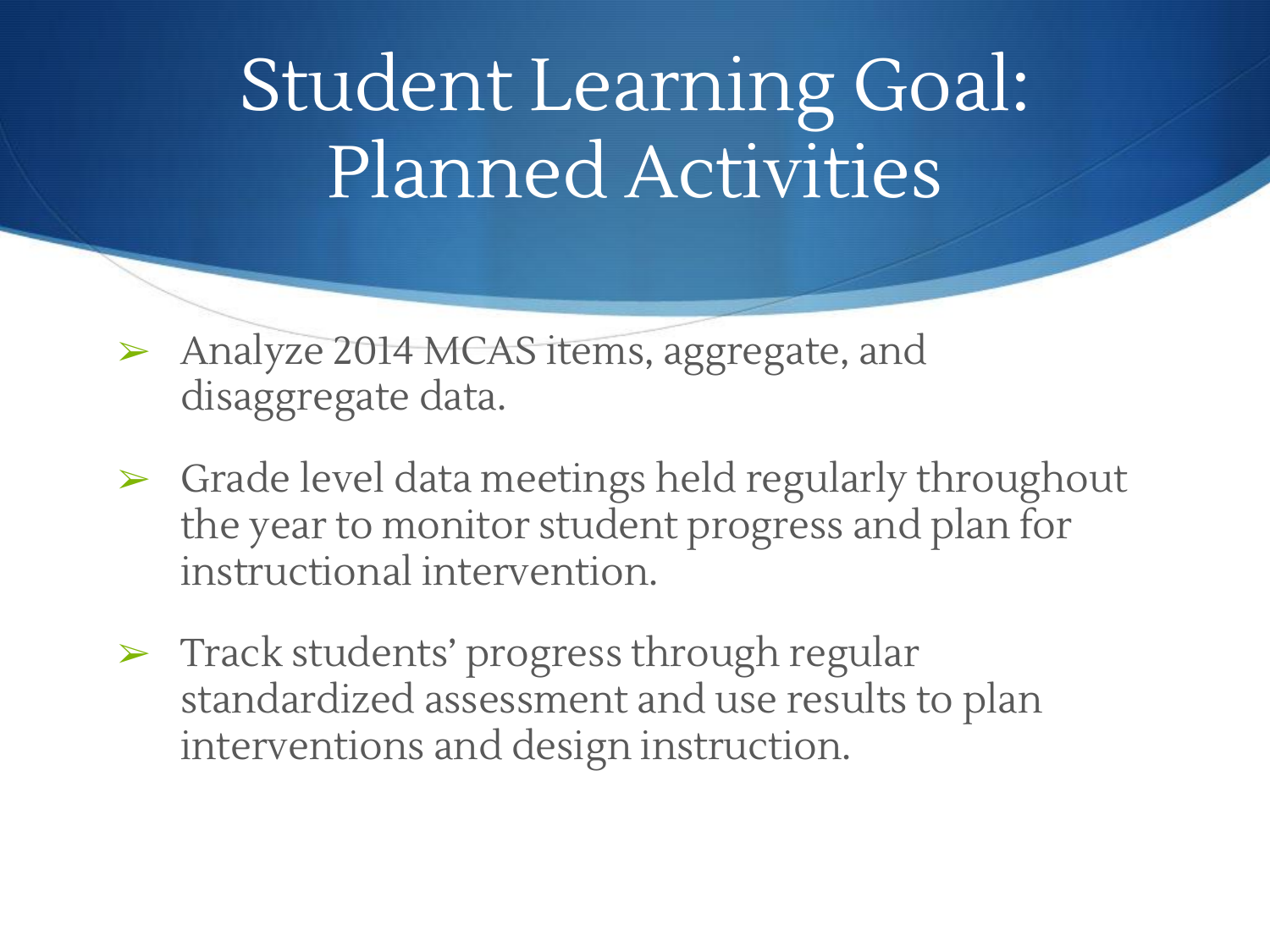# Student Learning Goal: Planned Activities

- Analyze 2014 MCAS items, aggregate, and disaggregate data.
- Grade level data meetings held regularly throughout the year to monitor student progress and plan for instructional intervention.
- Track students' progress through regular standardized assessment and use results to plan interventions and design instruction.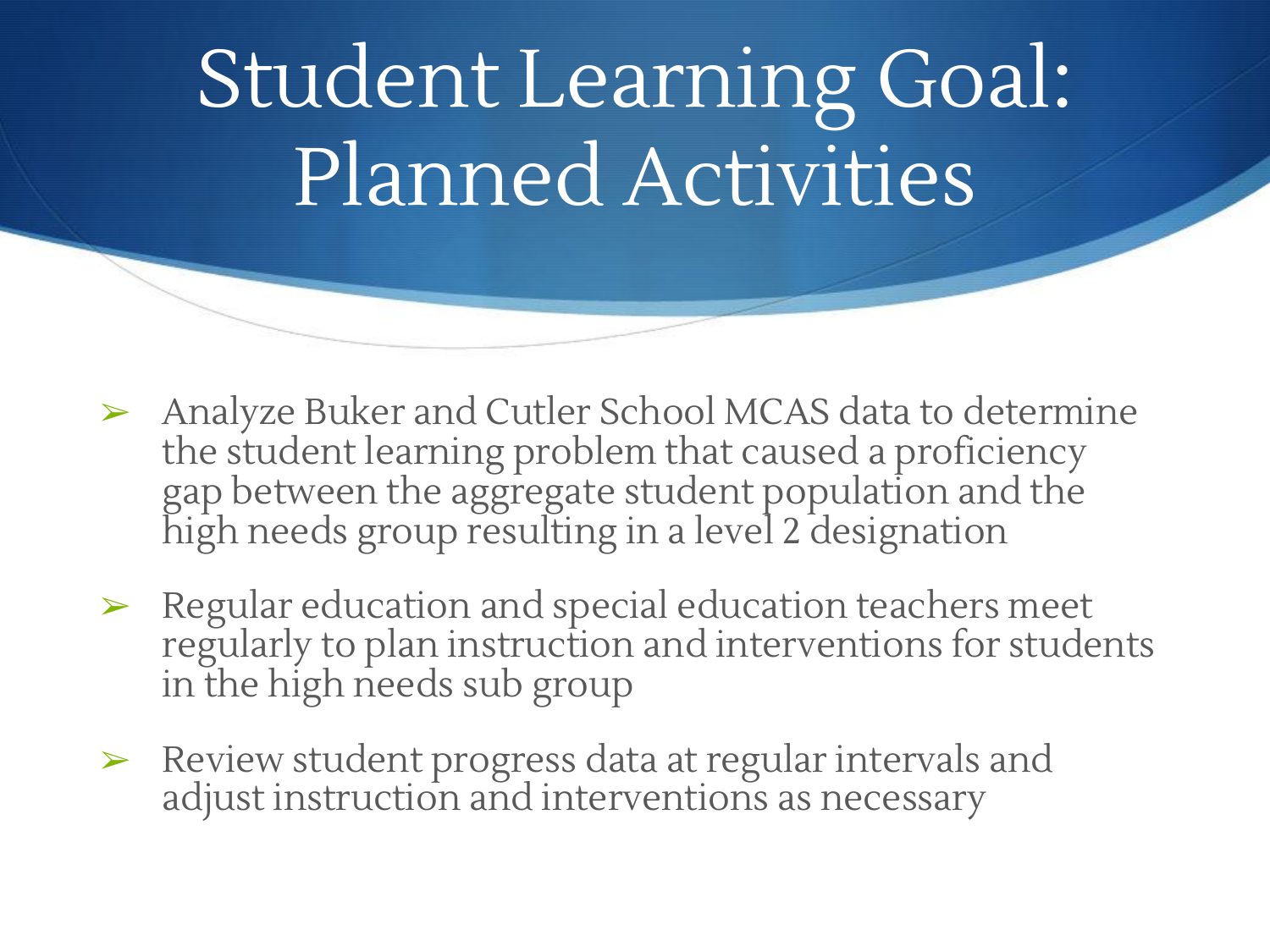# Student Learning Goal: Planned Activities

- Analyze Buker and Cutler School MCAS data to determine the student learning problem that caused a proficiency gap between the aggregate student population and the high needs group resulting in a level 2 designation
- Regular education and special education teachers meet regularly to plan instruction and interventions for students in the high needs sub group
- Review student progress data at regular intervals and adjust instruction and interventions as necessary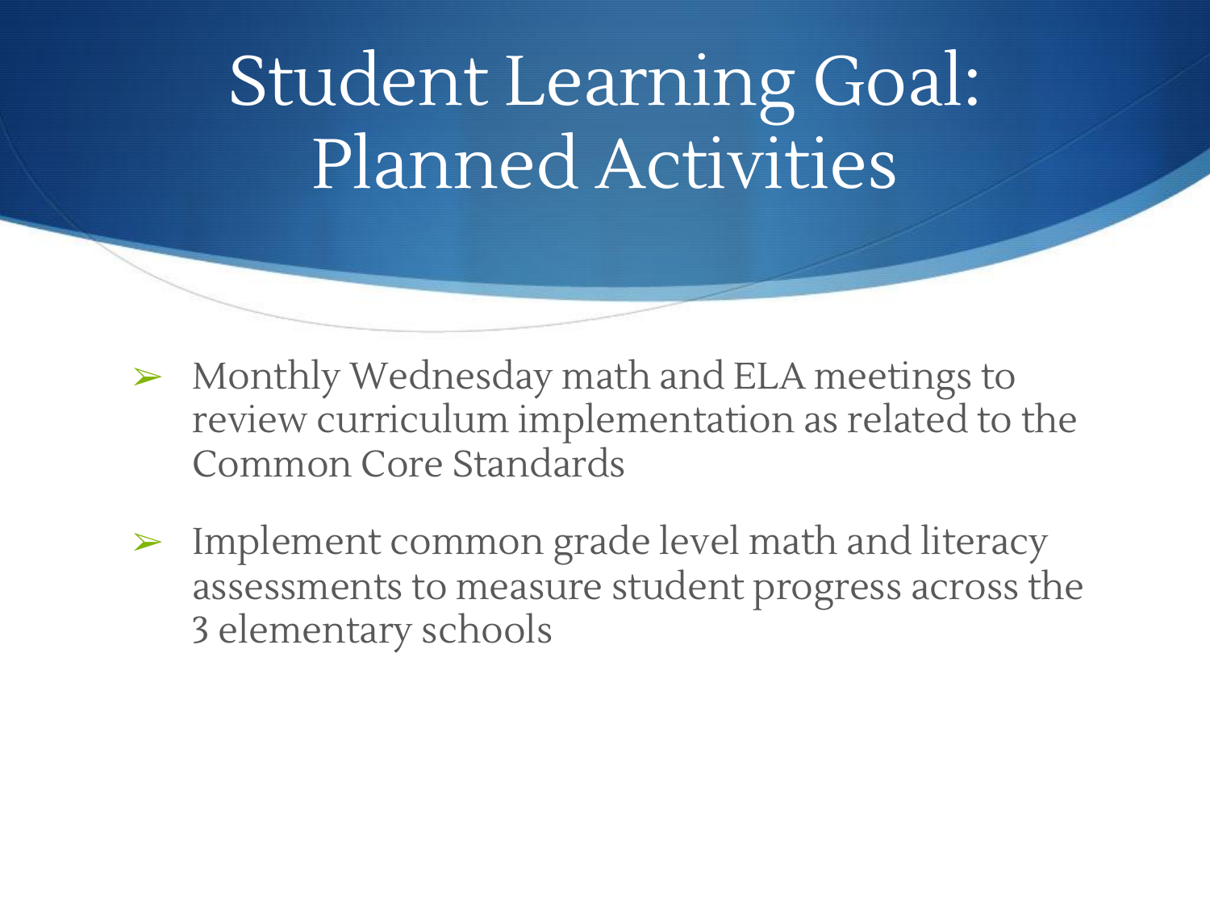# Student Learning Goal: Planned Activities

- Monthly Wednesday math and ELA meetings to review curriculum implementation as related to the Common Core Standards
- Implement common grade level math and literacy assessments to measure student progress across the 3 elementary schools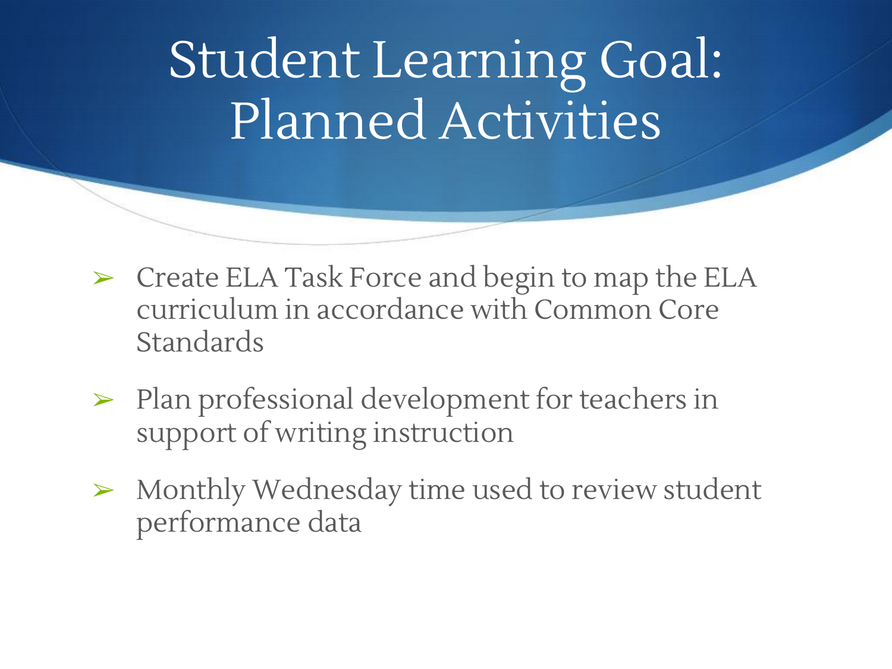# Student Learning Goal: Planned Activities

- Create ELA Task Force and begin to map the ELA curriculum in accordance with Common Core Standards
- Plan professional development for teachers in support of writing instruction
- Monthly Wednesday time used to review student performance data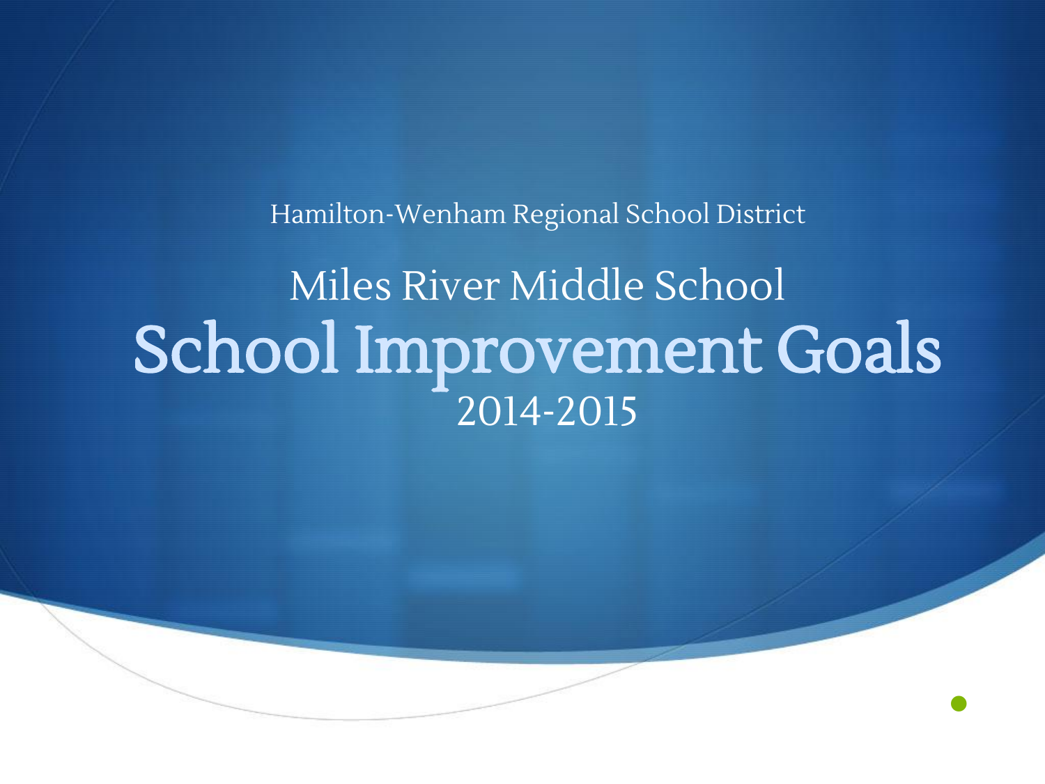Hamilton-Wenham Regional School District

# Miles River Middle School

# School Improvement Goals

2014-2015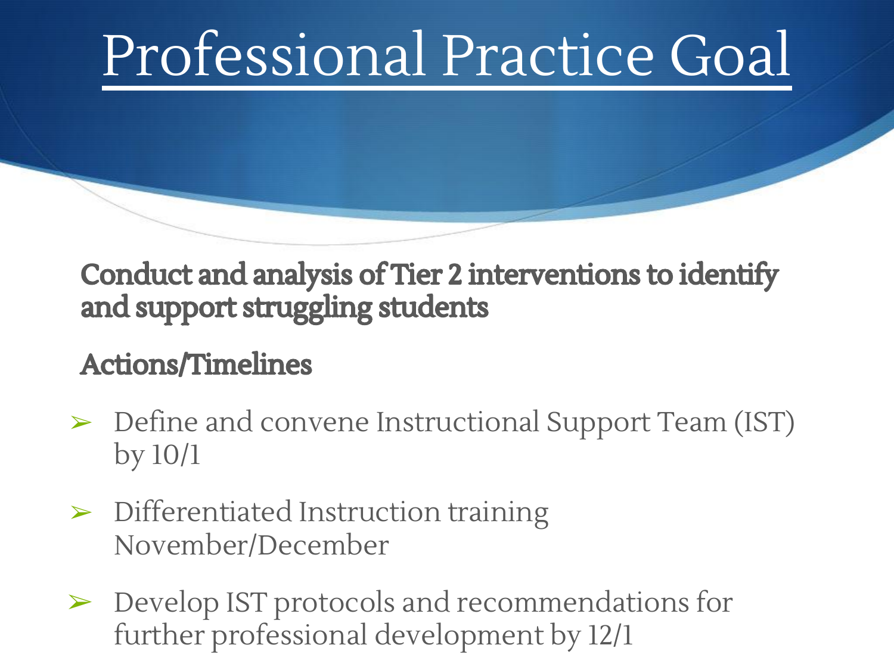# Professional Practice Goal

**Conduct and analysis of Tier 2 interventions to identify and support struggling students**

**Actions/Timelines**

- Define and convene Instructional Support Team (IST) by 10/1
- Differentiated Instruction training November/December
- Develop IST protocols and recommendations for further professional development by 12/1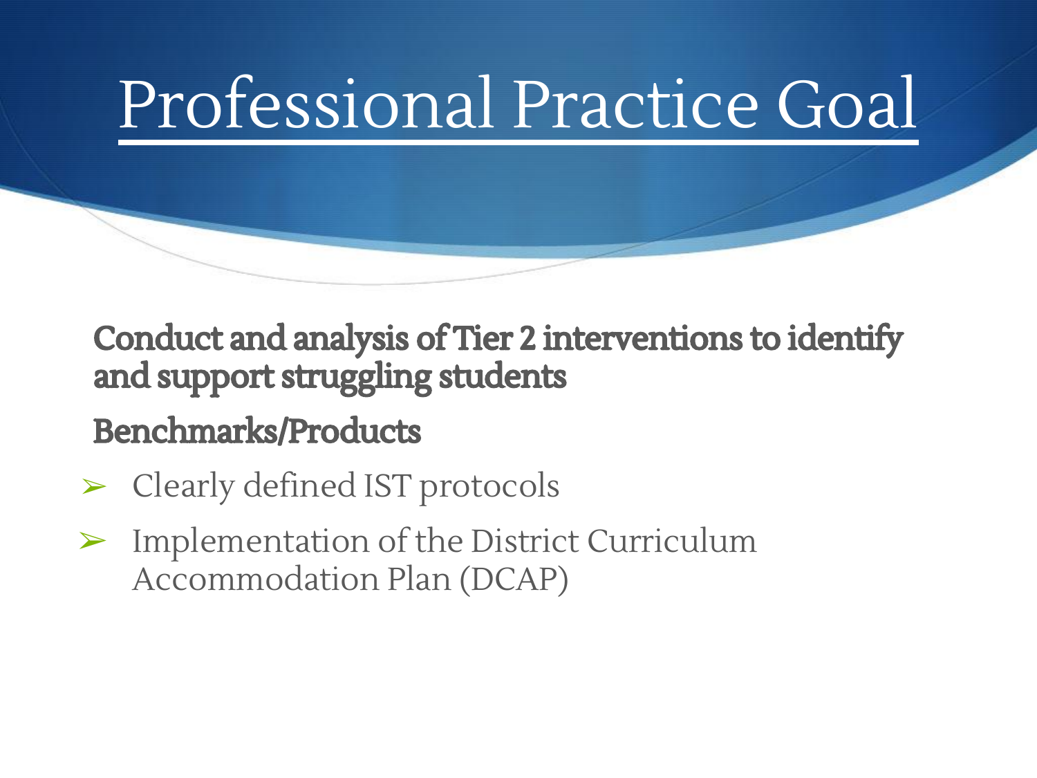# Professional Practice Goal

**Conduct and analysis of Tier 2 interventions to identify and support struggling students**

**Benchmarks/Products**

- Clearly defined IST protocols
- Implementation of the District Curriculum Accommodation Plan (DCAP)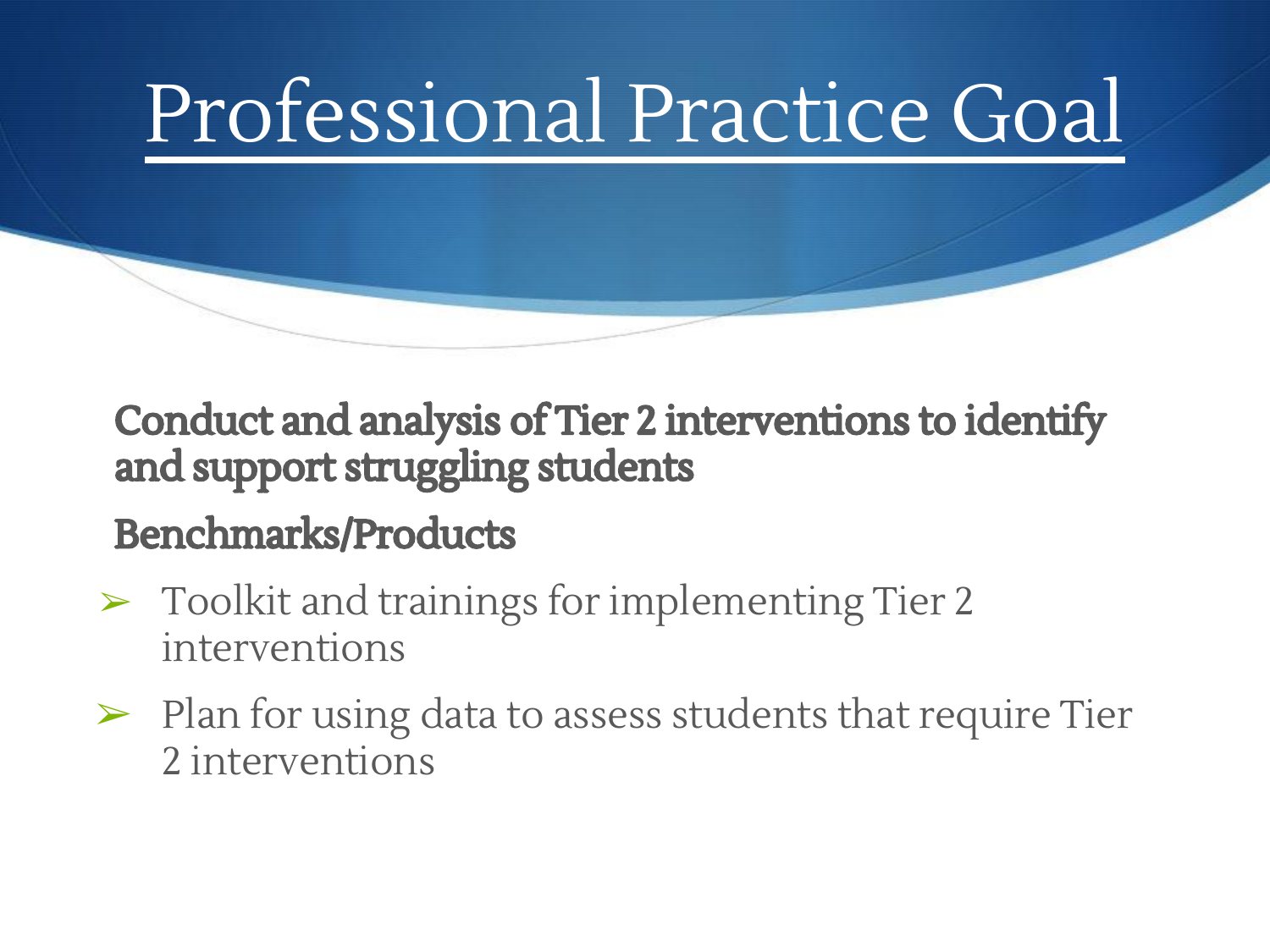# Professional Practice Goal

**Conduct and analysis of Tier 2 interventions to identify and support struggling students**

**Benchmarks/Products**

- Toolkit and trainings for implementing Tier 2 interventions
- Plan for using data to assess students that require Tier 2 interventions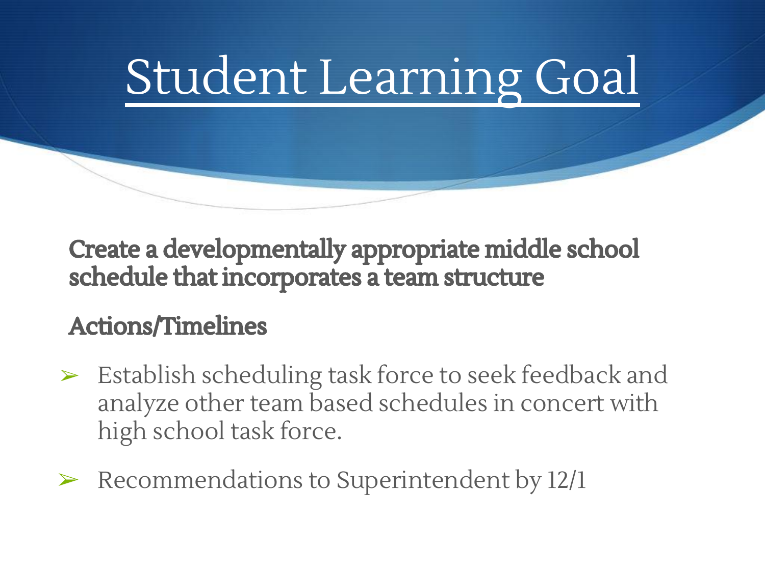# Student Learning Goal

**Create a developmentally appropriate middle school schedule that incorporates a team structure**

**Actions/Timelines**

- Establish scheduling task force to seek feedback and analyze other team based schedules in concert with high school task force.
- Recommendations to Superintendent by 12/1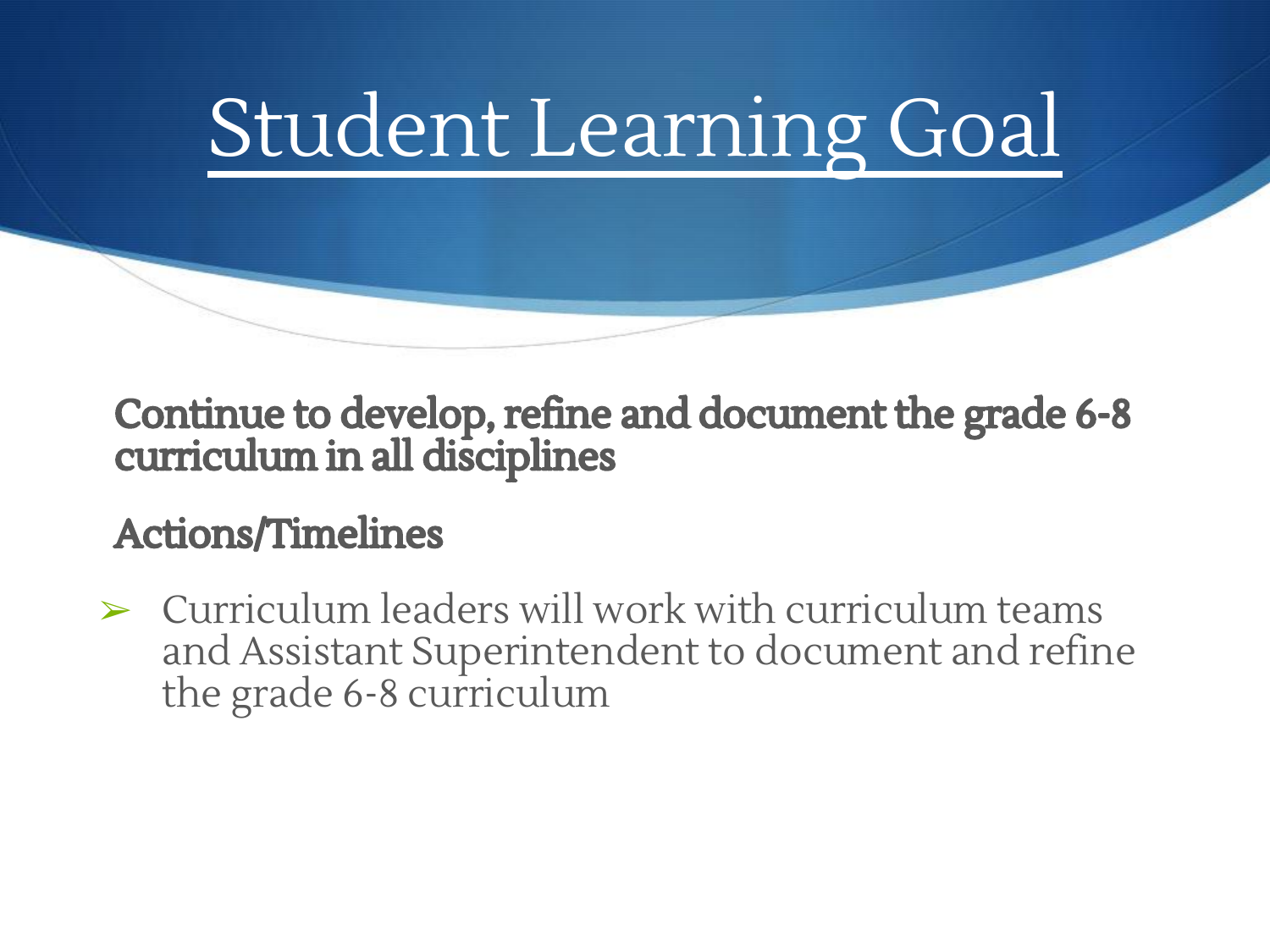# Student Learning Goal

**Continue to develop, refine and document the grade 6-8 curriculum in all disciplines**

**Actions/Timelines**

- Curriculum leaders will work with curriculum teams and Assistant Superintendent to document and refine the grade 6-8 curriculum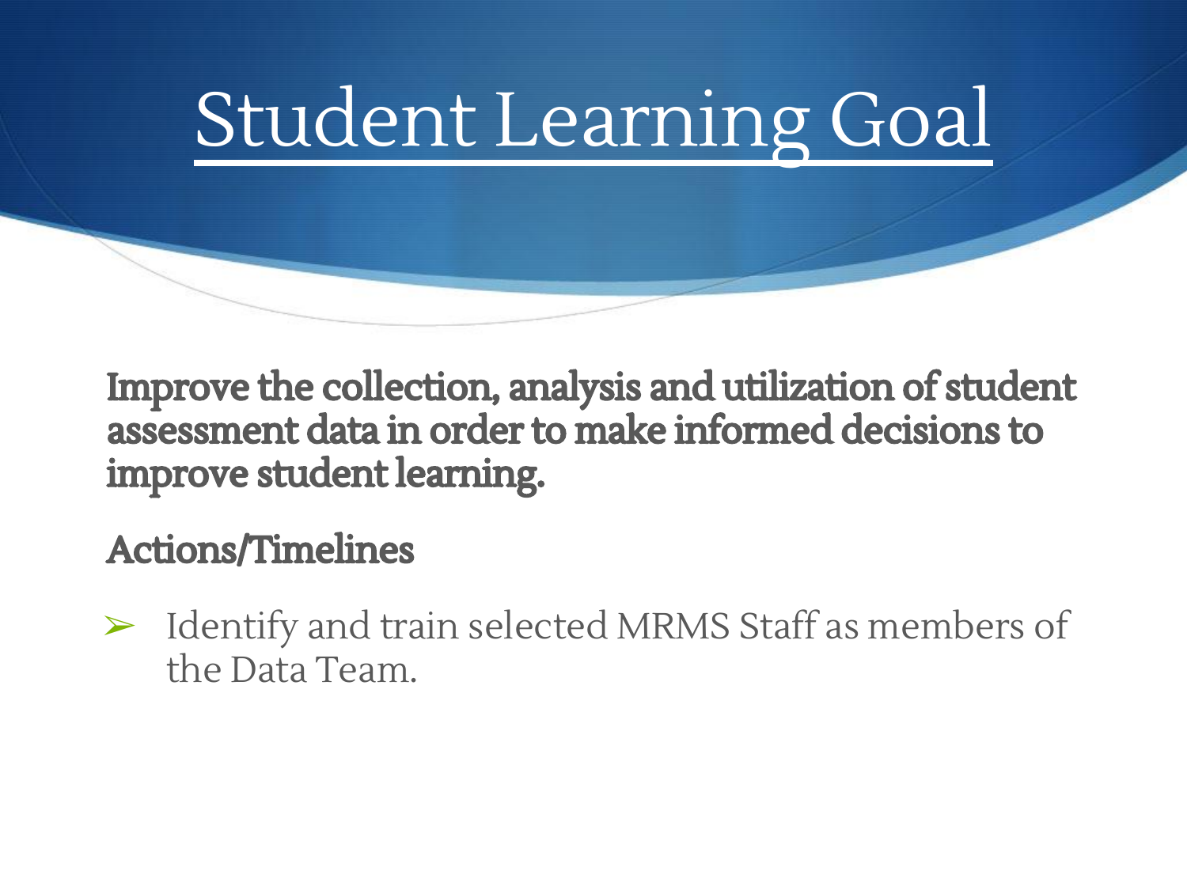# Student Learning Goal

**Improve the collection, analysis and utilization of student assessment data in order to make informed decisions to improve student learning.**

**Actions/Timelines**

- Identify and train selected MRMS Staff as members of the Data Team.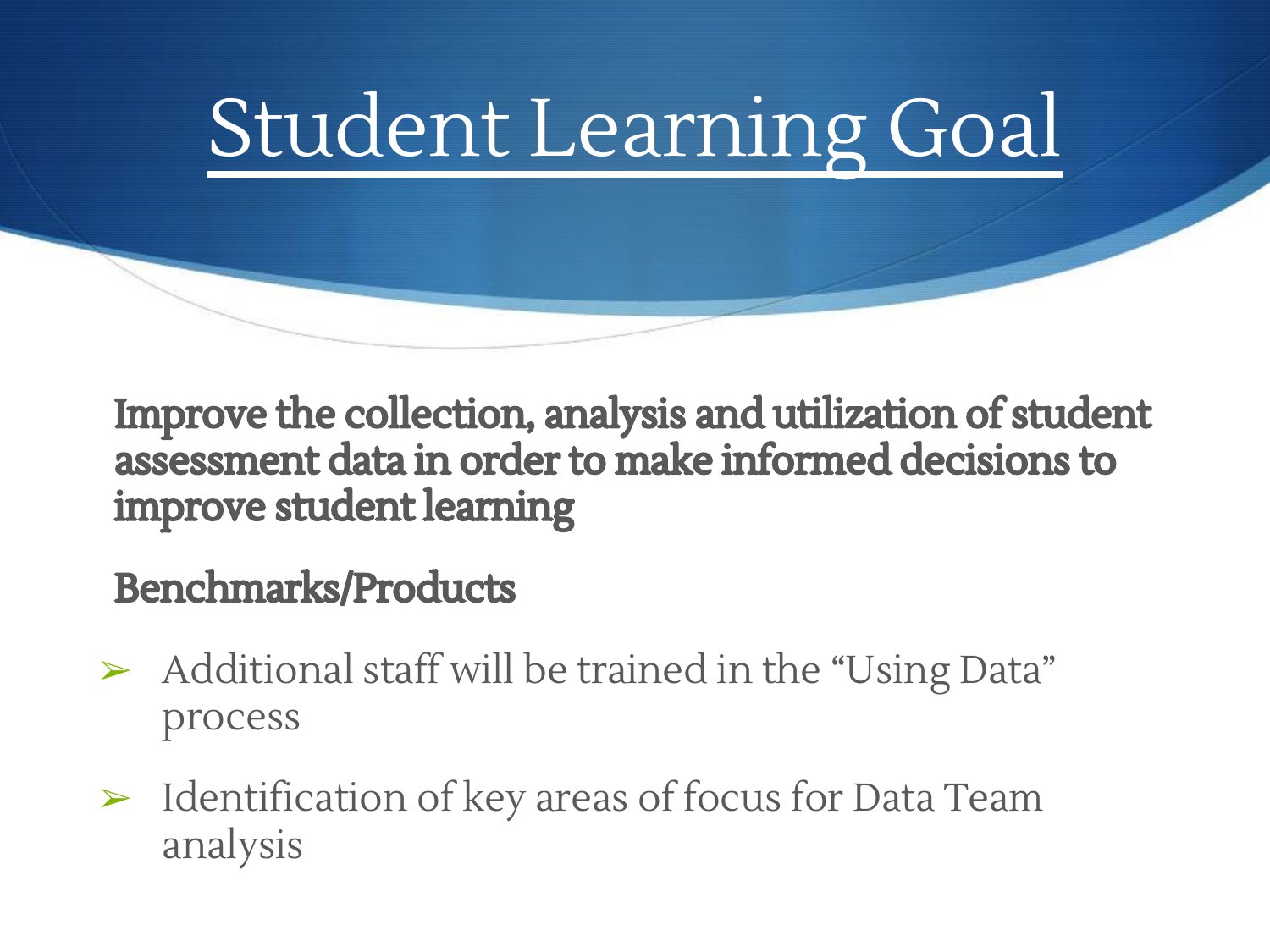# Student Learning Goal

**Improve the collection, analysis and utilization of student assessment data in order to make informed decisions to improve student learning**

**Benchmarks/Products**

- Additional staff will be trained in the "Using Data" process
- Identification of key areas of focus for Data Team analysis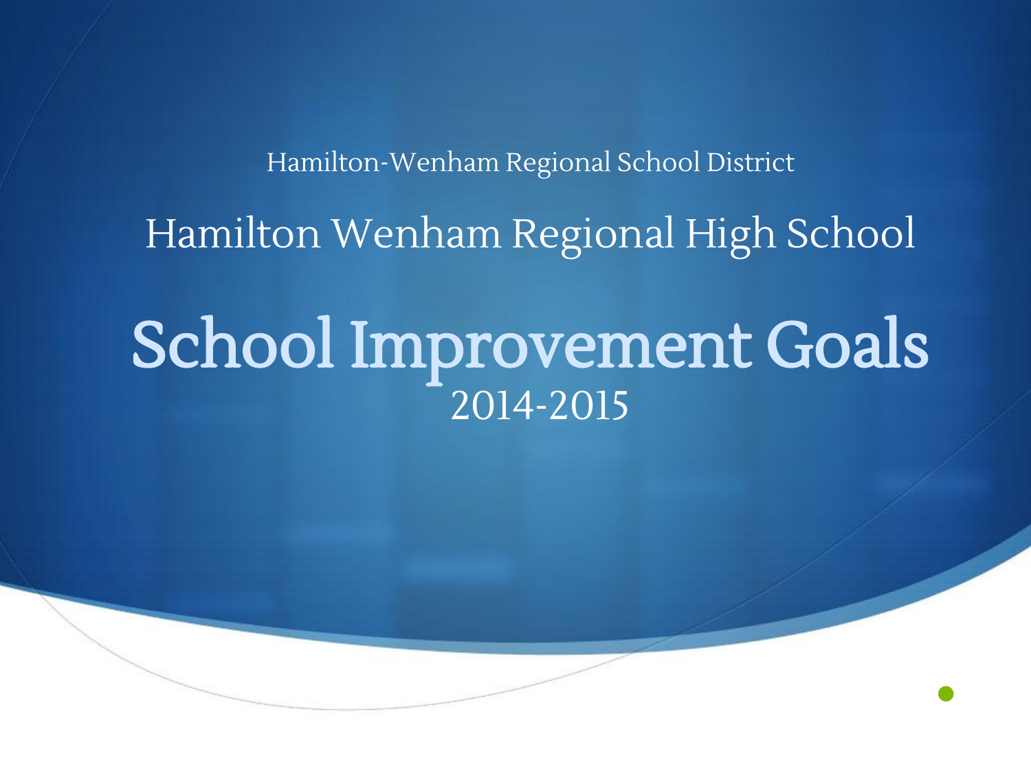Hamilton-Wenham Regional School District

## Hamilton Wenham Regional High School

# School Improvement Goals

2014-2015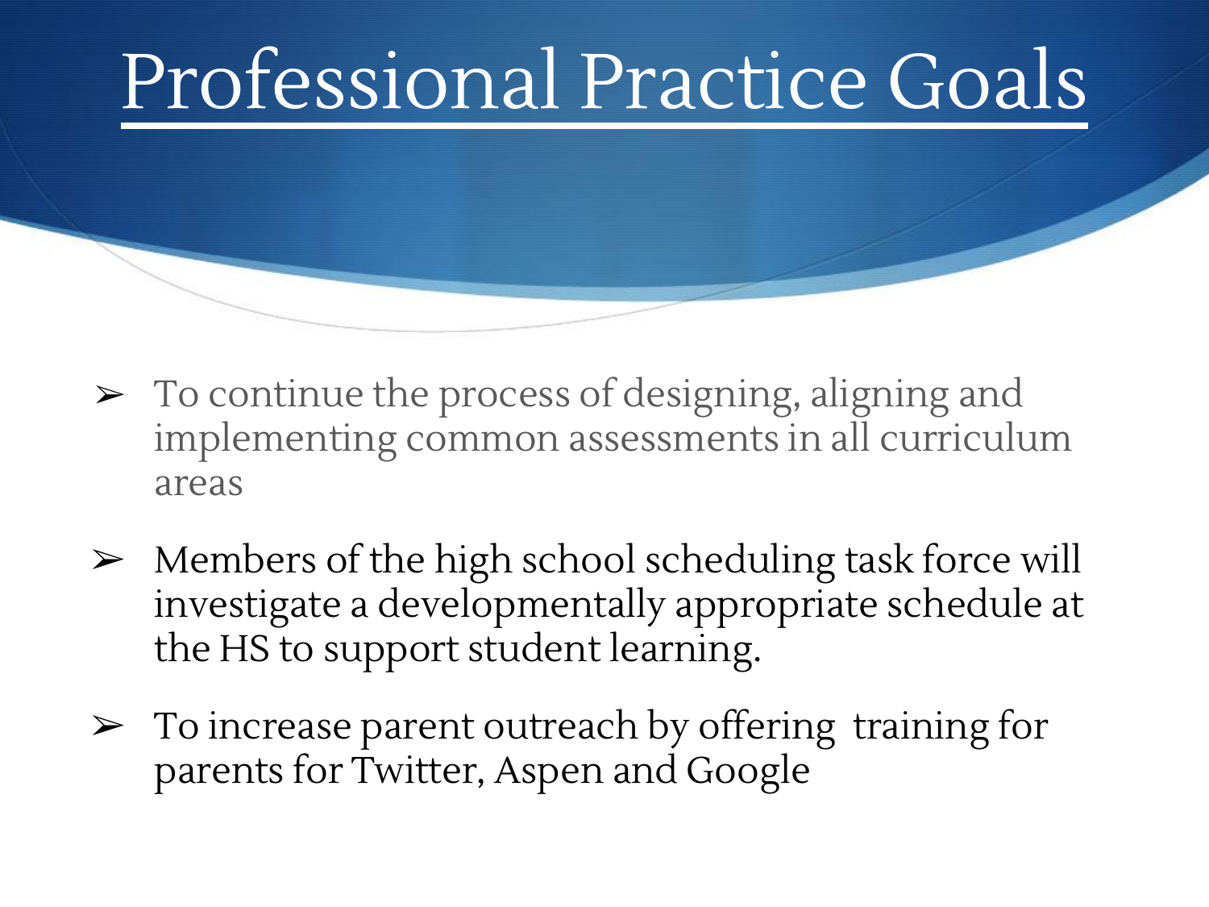# Professional Practice Goals

- To continue the process of designing, aligning and implementing common assessments in all curriculum areas
- Members of the high school scheduling task force will investigate a developmentally appropriate schedule at the HS to support student learning.
- To increase parent outreach by offering training for parents for Twitter, Aspen and Google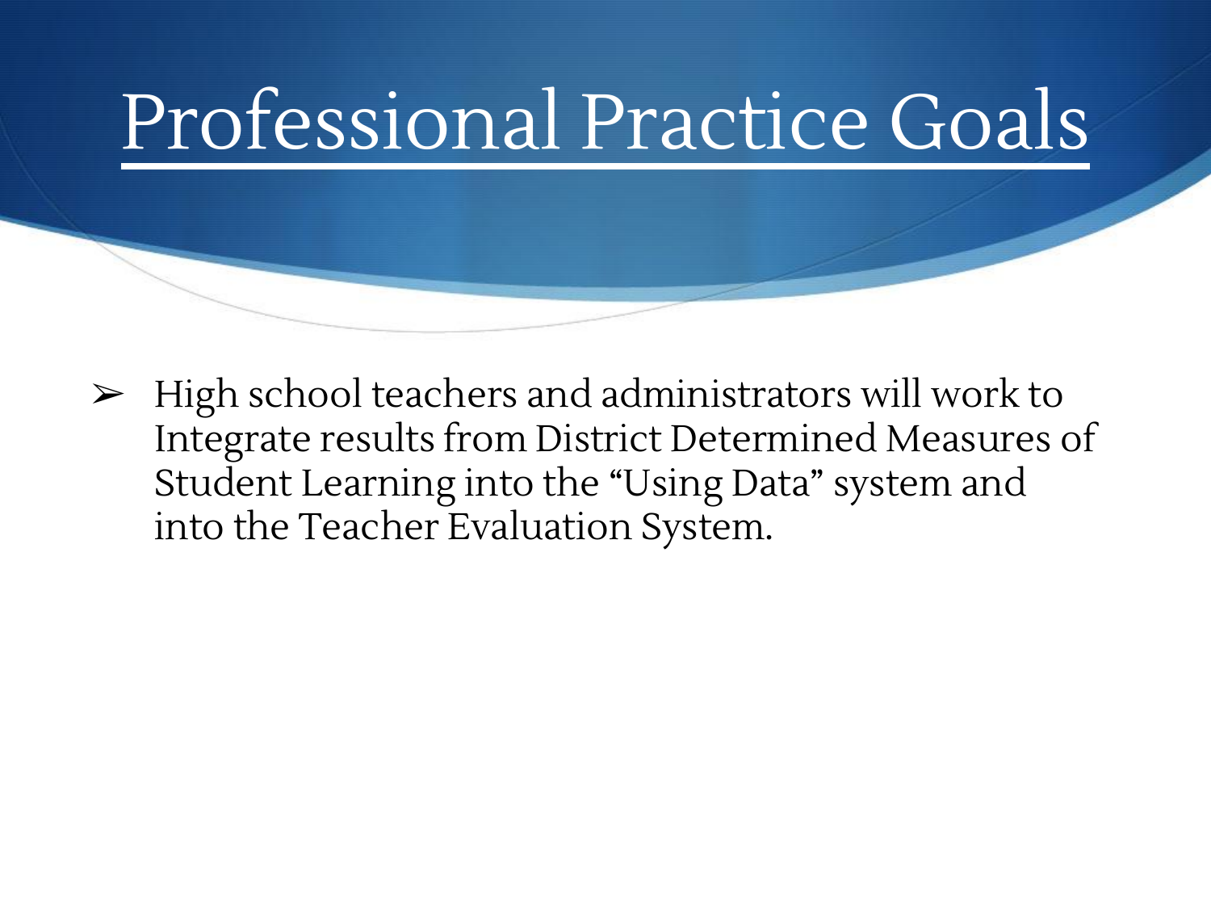# Professional Practice Goals

- High school teachers and administrators will work to Integrate results from District Determined Measures of Student Learning into the "Using Data" system and into the Teacher Evaluation System.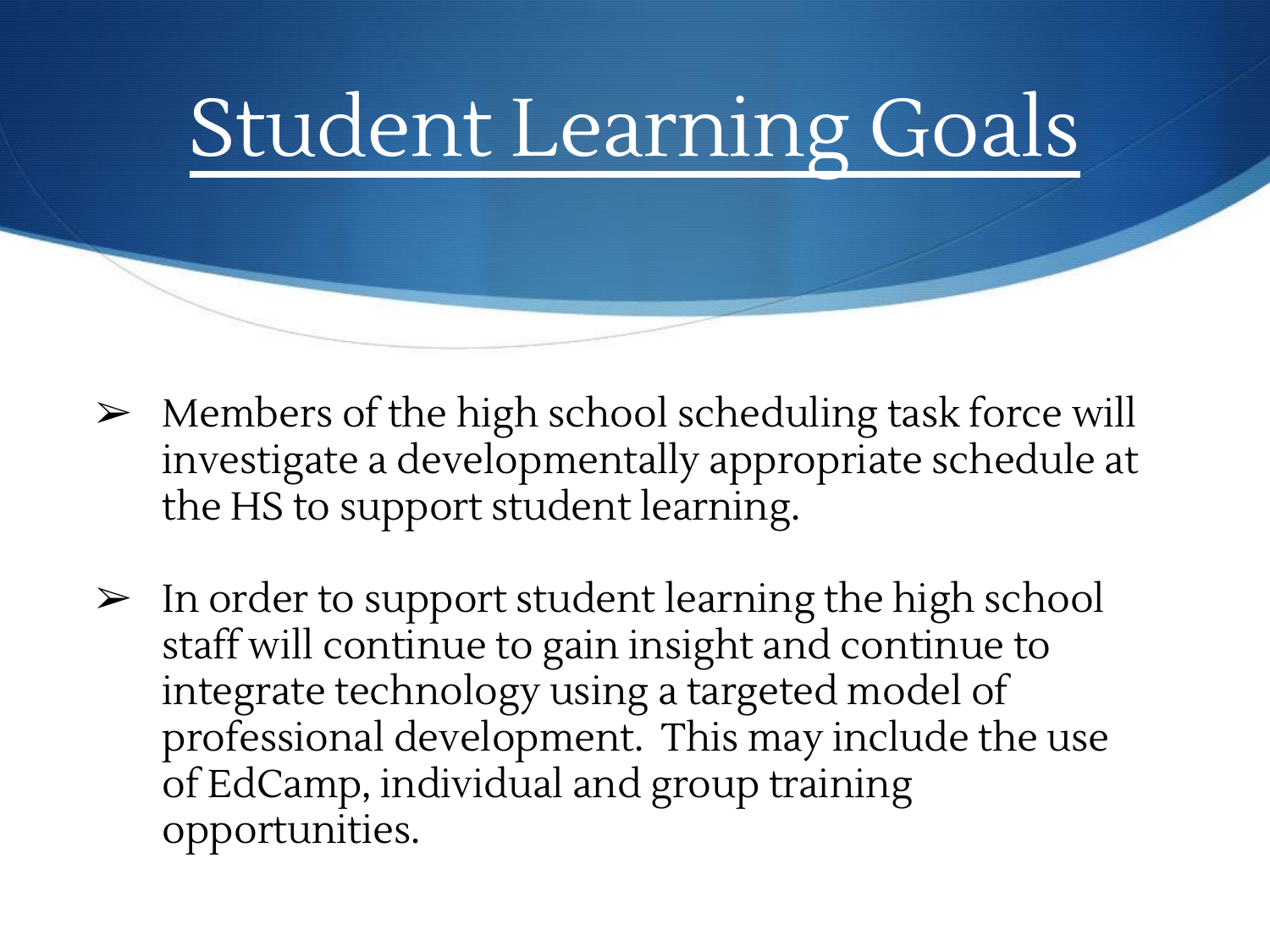# Student Learning Goals

- Members of the high school scheduling task force will investigate a developmentally appropriate schedule at the HS to support student learning.
- In order to support student learning the high school staff will continue to gain insight and continue to integrate technology using a targeted model of professional development. This may include the use of EdCamp, individual and group training opportunities.